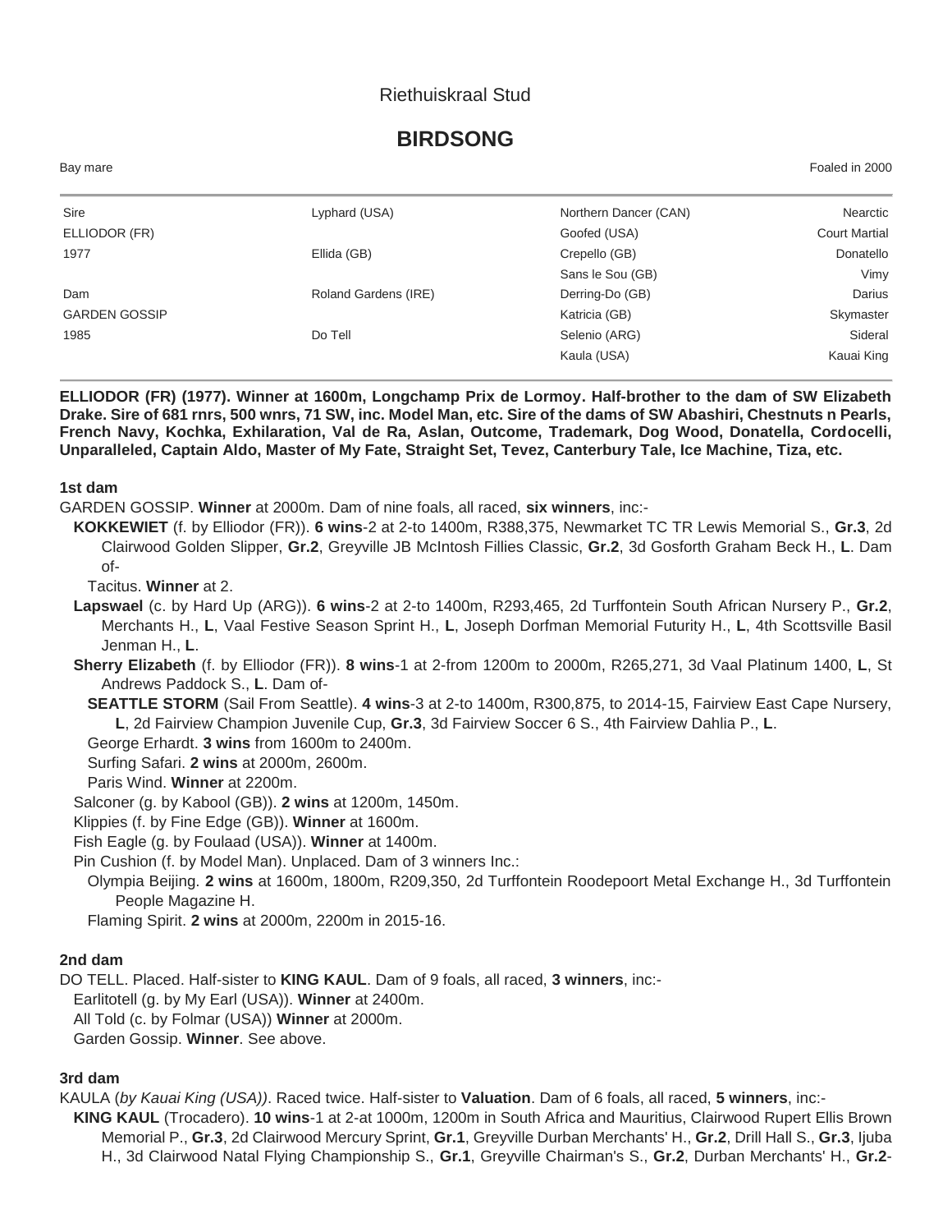Riethuiskraal Stud

# BIRDSONG

Bay mare — Foaled in 2000

| | | | |
|---|---|---|---|
| Sire | Lyphard (USA) | Northern Dancer (CAN) | Nearctic |
| ELLIODOR (FR) | | Goofed (USA) | Court Martial |
| 1977 | Ellida (GB) | Crepello (GB) | Donatello |
| | | Sans le Sou (GB) | Vimy |
| Dam | Roland Gardens (IRE) | Derring-Do (GB) | Darius |
| GARDEN GOSSIP | | Katricia (GB) | Skymaster |
| 1985 | Do Tell | Selenio (ARG) | Sideral |
| | | Kaula (USA) | Kauai King |

**ELLIODOR (FR) (1977). Winner at 1600m, Longchamp Prix de Lormoy. Half-brother to the dam of SW Elizabeth Drake. Sire of 681 rnrs, 500 wnrs, 71 SW, inc. Model Man, etc. Sire of the dams of SW Abashiri, Chestnuts n Pearls, French Navy, Kochka, Exhilaration, Val de Ra, Aslan, Outcome, Trademark, Dog Wood, Donatella, Cordocelli, Unparalleled, Captain Aldo, Master of My Fate, Straight Set, Tevez, Canterbury Tale, Ice Machine, Tiza, etc.**

### 1st dam

GARDEN GOSSIP. **Winner** at 2000m. Dam of nine foals, all raced, **six winners**, inc:-

- **KOKKEWIET** (f. by Elliodor (FR)). **6 wins**-2 at 2-to 1400m, R388,375, Newmarket TC TR Lewis Memorial S., **Gr.3**, 2d Clairwood Golden Slipper, **Gr.2**, Greyville JB McIntosh Fillies Classic, **Gr.2**, 3d Gosforth Graham Beck H., **L**. Dam of-
  - Tacitus. **Winner** at 2.
- **Lapswael** (c. by Hard Up (ARG)). **6 wins**-2 at 2-to 1400m, R293,465, 2d Turffontein South African Nursery P., **Gr.2**, Merchants H., **L**, Vaal Festive Season Sprint H., **L**, Joseph Dorfman Memorial Futurity H., **L**, 4th Scottsville Basil Jenman H., **L**.
- **Sherry Elizabeth** (f. by Elliodor (FR)). **8 wins**-1 at 2-from 1200m to 2000m, R265,271, 3d Vaal Platinum 1400, **L**, St Andrews Paddock S., **L**. Dam of-
  - **SEATTLE STORM** (Sail From Seattle). **4 wins**-3 at 2-to 1400m, R300,875, to 2014-15, Fairview East Cape Nursery, **L**, 2d Fairview Champion Juvenile Cup, **Gr.3**, 3d Fairview Soccer 6 S., 4th Fairview Dahlia P., **L**.
  - George Erhardt. **3 wins** from 1600m to 2400m.
  - Surfing Safari. **2 wins** at 2000m, 2600m.
  - Paris Wind. **Winner** at 2200m.
- Salconer (g. by Kabool (GB)). **2 wins** at 1200m, 1450m.
- Klippies (f. by Fine Edge (GB)). **Winner** at 1600m.
- Fish Eagle (g. by Foulaad (USA)). **Winner** at 1400m.
- Pin Cushion (f. by Model Man). Unplaced. Dam of 3 winners Inc.:
  - Olympia Beijing. **2 wins** at 1600m, 1800m, R209,350, 2d Turffontein Roodepoort Metal Exchange H., 3d Turffontein People Magazine H.
  - Flaming Spirit. **2 wins** at 2000m, 2200m in 2015-16.

### 2nd dam

DO TELL. Placed. Half-sister to **KING KAUL**. Dam of 9 foals, all raced, **3 winners**, inc:-

- Earlitotell (g. by My Earl (USA)). **Winner** at 2400m.
- All Told (c. by Folmar (USA)) **Winner** at 2000m.
- Garden Gossip. **Winner**. See above.

### 3rd dam

KAULA (*by Kauai King (USA))*. Raced twice. Half-sister to **Valuation**. Dam of 6 foals, all raced, **5 winners**, inc:-

- **KING KAUL** (Trocadero). **10 wins**-1 at 2-at 1000m, 1200m in South Africa and Mauritius, Clairwood Rupert Ellis Brown Memorial P., **Gr.3**, 2d Clairwood Mercury Sprint, **Gr.1**, Greyville Durban Merchants' H., **Gr.2**, Drill Hall S., **Gr.3**, Ijuba H., 3d Clairwood Natal Flying Championship S., **Gr.1**, Greyville Chairman's S., **Gr.2**, Durban Merchants' H., **Gr.2**-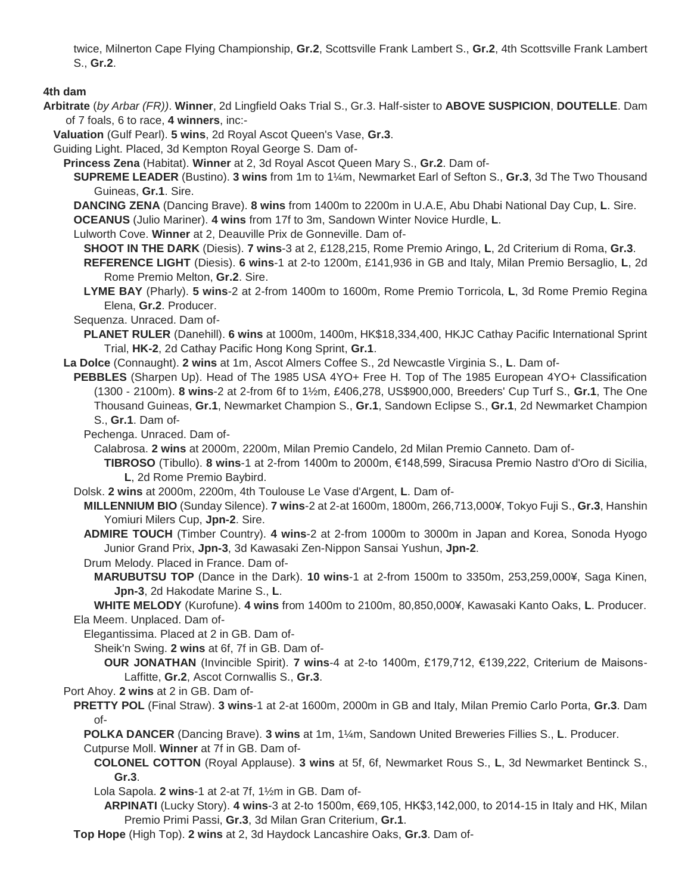twice, Milnerton Cape Flying Championship, **Gr.2**, Scottsville Frank Lambert S., **Gr.2**, 4th Scottsville Frank Lambert S., **Gr.2**.

**4th dam**

**Arbitrate** (*by Arbar (FR))*. **Winner**, 2d Lingfield Oaks Trial S., Gr.3. Half-sister to **ABOVE SUSPICION**, **DOUTELLE**. Dam of 7 foals, 6 to race, **4 winners**, inc:-

**Valuation** (Gulf Pearl). **5 wins**, 2d Royal Ascot Queen's Vase, **Gr.3**.

Guiding Light. Placed, 3d Kempton Royal George S. Dam of-

**Princess Zena** (Habitat). **Winner** at 2, 3d Royal Ascot Queen Mary S., **Gr.2**. Dam of-

**SUPREME LEADER** (Bustino). **3 wins** from 1m to 1¼m, Newmarket Earl of Sefton S., **Gr.3**, 3d The Two Thousand Guineas, **Gr.1**. Sire.

**DANCING ZENA** (Dancing Brave). **8 wins** from 1400m to 2200m in U.A.E, Abu Dhabi National Day Cup, **L**. Sire.

**OCEANUS** (Julio Mariner). **4 wins** from 17f to 3m, Sandown Winter Novice Hurdle, **L**.

Lulworth Cove. **Winner** at 2, Deauville Prix de Gonneville. Dam of-

**SHOOT IN THE DARK** (Diesis). **7 wins**-3 at 2, £128,215, Rome Premio Aringo, **L**, 2d Criterium di Roma, **Gr.3**.

**REFERENCE LIGHT** (Diesis). **6 wins**-1 at 2-to 1200m, £141,936 in GB and Italy, Milan Premio Bersaglio, **L**, 2d Rome Premio Melton, **Gr.2**. Sire.

**LYME BAY** (Pharly). **5 wins**-2 at 2-from 1400m to 1600m, Rome Premio Torricola, **L**, 3d Rome Premio Regina Elena, **Gr.2**. Producer.

Sequenza. Unraced. Dam of-

**PLANET RULER** (Danehill). **6 wins** at 1000m, 1400m, HK$18,334,400, HKJC Cathay Pacific International Sprint Trial, **HK-2**, 2d Cathay Pacific Hong Kong Sprint, **Gr.1**.

**La Dolce** (Connaught). **2 wins** at 1m, Ascot Almers Coffee S., 2d Newcastle Virginia S., **L**. Dam of-

**PEBBLES** (Sharpen Up). Head of The 1985 USA 4YO+ Free H. Top of The 1985 European 4YO+ Classification (1300 - 2100m). **8 wins**-2 at 2-from 6f to 1½m, £406,278, US$900,000, Breeders' Cup Turf S., **Gr.1**, The One Thousand Guineas, **Gr.1**, Newmarket Champion S., **Gr.1**, Sandown Eclipse S., **Gr.1**, 2d Newmarket Champion S., **Gr.1**. Dam of-

Pechenga. Unraced. Dam of-

Calabrosa. **2 wins** at 2000m, 2200m, Milan Premio Candelo, 2d Milan Premio Canneto. Dam of-

**TIBROSO** (Tibullo). **8 wins**-1 at 2-from 1400m to 2000m, €148,599, Siracusa Premio Nastro d'Oro di Sicilia, **L**, 2d Rome Premio Baybird.

Dolsk. **2 wins** at 2000m, 2200m, 4th Toulouse Le Vase d'Argent, **L**. Dam of-

**MILLENNIUM BIO** (Sunday Silence). **7 wins**-2 at 2-at 1600m, 1800m, 266,713,000¥, Tokyo Fuji S., **Gr.3**, Hanshin Yomiuri Milers Cup, **Jpn-2**. Sire.

**ADMIRE TOUCH** (Timber Country). **4 wins**-2 at 2-from 1000m to 3000m in Japan and Korea, Sonoda Hyogo Junior Grand Prix, **Jpn-3**, 3d Kawasaki Zen-Nippon Sansai Yushun, **Jpn-2**.

Drum Melody. Placed in France. Dam of-

**MARUBUTSU TOP** (Dance in the Dark). **10 wins**-1 at 2-from 1500m to 3350m, 253,259,000¥, Saga Kinen, **Jpn-3**, 2d Hakodate Marine S., **L**.

**WHITE MELODY** (Kurofune). **4 wins** from 1400m to 2100m, 80,850,000¥, Kawasaki Kanto Oaks, **L**. Producer.

Ela Meem. Unplaced. Dam of-

Elegantissima. Placed at 2 in GB. Dam of-

Sheik'n Swing. **2 wins** at 6f, 7f in GB. Dam of-

**OUR JONATHAN** (Invincible Spirit). **7 wins**-4 at 2-to 1400m, £179,712, €139,222, Criterium de Maisons-Laffitte, **Gr.2**, Ascot Cornwallis S., **Gr.3**.

Port Ahoy. **2 wins** at 2 in GB. Dam of-

**PRETTY POL** (Final Straw). **3 wins**-1 at 2-at 1600m, 2000m in GB and Italy, Milan Premio Carlo Porta, **Gr.3**. Dam of-

**POLKA DANCER** (Dancing Brave). **3 wins** at 1m, 1¼m, Sandown United Breweries Fillies S., **L**. Producer.

Cutpurse Moll. **Winner** at 7f in GB. Dam of-

**COLONEL COTTON** (Royal Applause). **3 wins** at 5f, 6f, Newmarket Rous S., **L**, 3d Newmarket Bentinck S., **Gr.3**.

Lola Sapola. **2 wins**-1 at 2-at 7f, 1½m in GB. Dam of-

**ARPINATI** (Lucky Story). **4 wins**-3 at 2-to 1500m, €69,105, HK$3,142,000, to 2014-15 in Italy and HK, Milan Premio Primi Passi, **Gr.3**, 3d Milan Gran Criterium, **Gr.1**.

**Top Hope** (High Top). **2 wins** at 2, 3d Haydock Lancashire Oaks, **Gr.3**. Dam of-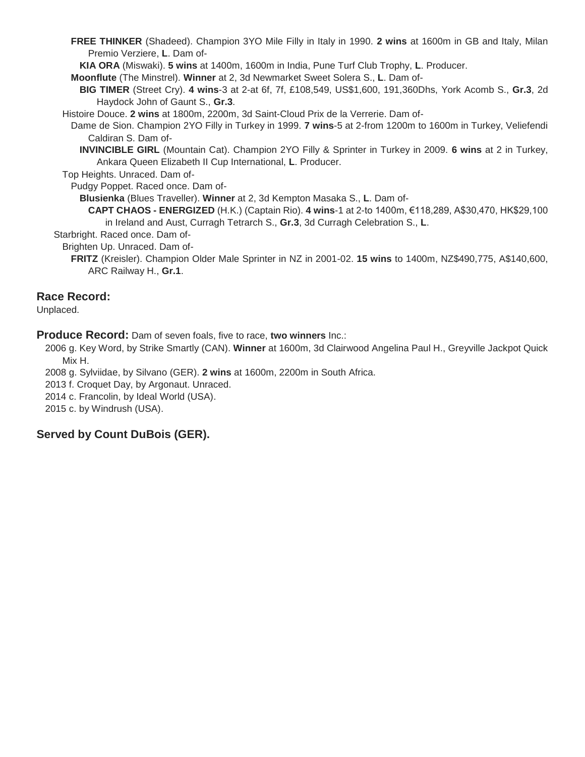**FREE THINKER** (Shadeed). Champion 3YO Mile Filly in Italy in 1990. **2 wins** at 1600m in GB and Italy, Milan Premio Verziere, **L**. Dam of-

**KIA ORA** (Miswaki). **5 wins** at 1400m, 1600m in India, Pune Turf Club Trophy, **L**. Producer.

**Moonflute** (The Minstrel). **Winner** at 2, 3d Newmarket Sweet Solera S., **L**. Dam of-

**BIG TIMER** (Street Cry). **4 wins**-3 at 2-at 6f, 7f, £108,549, US$1,600, 191,360Dhs, York Acomb S., **Gr.3**, 2d Haydock John of Gaunt S., **Gr.3**.

Histoire Douce. **2 wins** at 1800m, 2200m, 3d Saint-Cloud Prix de la Verrerie. Dam of-

Dame de Sion. Champion 2YO Filly in Turkey in 1999. **7 wins**-5 at 2-from 1200m to 1600m in Turkey, Veliefendi Caldiran S. Dam of-

**INVINCIBLE GIRL** (Mountain Cat). Champion 2YO Filly & Sprinter in Turkey in 2009. **6 wins** at 2 in Turkey, Ankara Queen Elizabeth II Cup International, **L**. Producer.

Top Heights. Unraced. Dam of-

Pudgy Poppet. Raced once. Dam of-

**Blusienka** (Blues Traveller). **Winner** at 2, 3d Kempton Masaka S., **L**. Dam of-

**CAPT CHAOS - ENERGIZED** (H.K.) (Captain Rio). **4 wins**-1 at 2-to 1400m, €118,289, A$30,470, HK$29,100 in Ireland and Aust, Curragh Tetrarch S., **Gr.3**, 3d Curragh Celebration S., **L**.

Starbright. Raced once. Dam of-

Brighten Up. Unraced. Dam of-

**FRITZ** (Kreisler). Champion Older Male Sprinter in NZ in 2001-02. **15 wins** to 1400m, NZ$490,775, A$140,600, ARC Railway H., **Gr.1**.

## Race Record:

Unplaced.

## Produce Record:

Dam of seven foals, five to race, **two winners** Inc.:

2006 g. Key Word, by Strike Smartly (CAN). **Winner** at 1600m, 3d Clairwood Angelina Paul H., Greyville Jackpot Quick Mix H.

2008 g. Sylviidae, by Silvano (GER). **2 wins** at 1600m, 2200m in South Africa.

2013 f. Croquet Day, by Argonaut. Unraced.

2014 c. Francolin, by Ideal World (USA).

2015 c. by Windrush (USA).

## Served by Count DuBois (GER).